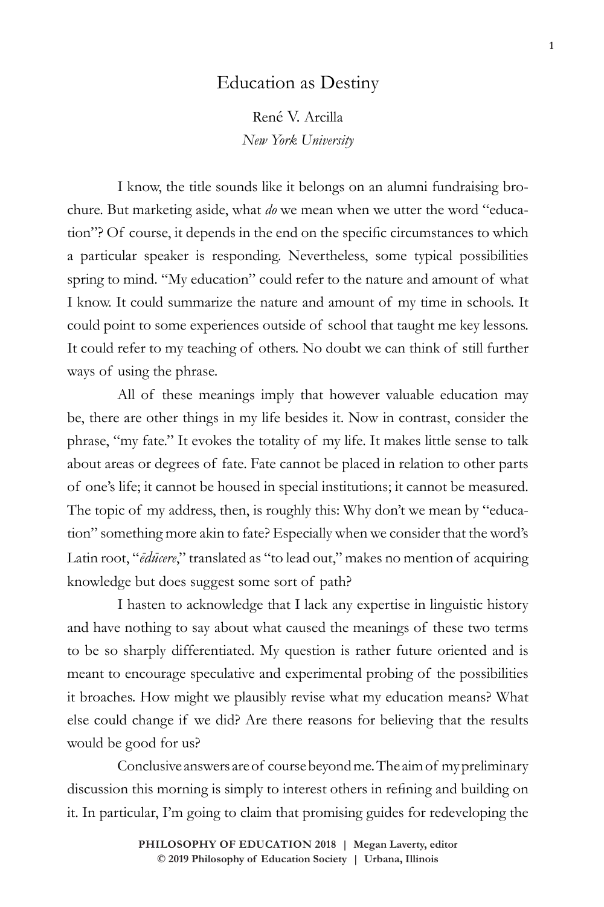# Education as Destiny

René V. Arcilla
*New York University*

I know, the title sounds like it belongs on an alumni fundraising brochure. But marketing aside, what *do* we mean when we utter the word "education"? Of course, it depends in the end on the specific circumstances to which a particular speaker is responding. Nevertheless, some typical possibilities spring to mind. "My education" could refer to the nature and amount of what I know. It could summarize the nature and amount of my time in schools. It could point to some experiences outside of school that taught me key lessons. It could refer to my teaching of others. No doubt we can think of still further ways of using the phrase.

All of these meanings imply that however valuable education may be, there are other things in my life besides it. Now in contrast, consider the phrase, "my fate." It evokes the totality of my life. It makes little sense to talk about areas or degrees of fate. Fate cannot be placed in relation to other parts of one's life; it cannot be housed in special institutions; it cannot be measured. The topic of my address, then, is roughly this: Why don't we mean by "education" something more akin to fate? Especially when we consider that the word's Latin root, "*ēdūcere*," translated as "to lead out," makes no mention of acquiring knowledge but does suggest some sort of path?

I hasten to acknowledge that I lack any expertise in linguistic history and have nothing to say about what caused the meanings of these two terms to be so sharply differentiated. My question is rather future oriented and is meant to encourage speculative and experimental probing of the possibilities it broaches. How might we plausibly revise what my education means? What else could change if we did? Are there reasons for believing that the results would be good for us?

Conclusive answers are of course beyond me. The aim of my preliminary discussion this morning is simply to interest others in refining and building on it. In particular, I'm going to claim that promising guides for redeveloping the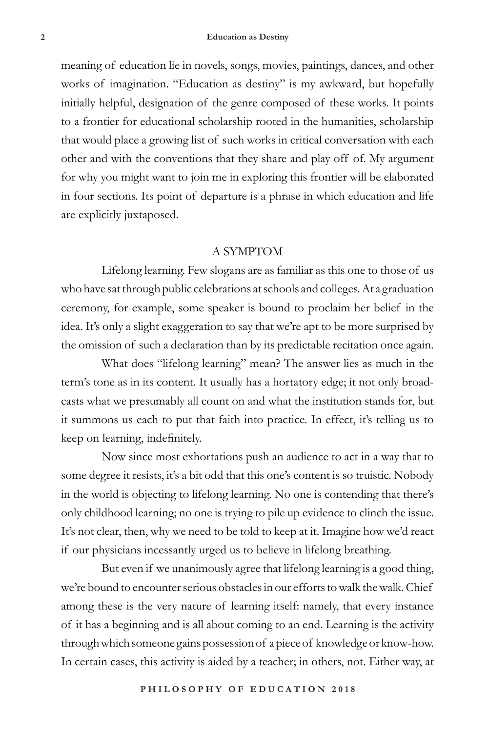meaning of education lie in novels, songs, movies, paintings, dances, and other works of imagination. "Education as destiny" is my awkward, but hopefully initially helpful, designation of the genre composed of these works. It points to a frontier for educational scholarship rooted in the humanities, scholarship that would place a growing list of such works in critical conversation with each other and with the conventions that they share and play off of. My argument for why you might want to join me in exploring this frontier will be elaborated in four sections. Its point of departure is a phrase in which education and life are explicitly juxtaposed.

## A SYMPTOM

Lifelong learning. Few slogans are as familiar as this one to those of us who have sat through public celebrations at schools and colleges. At a graduation ceremony, for example, some speaker is bound to proclaim her belief in the idea. It's only a slight exaggeration to say that we're apt to be more surprised by the omission of such a declaration than by its predictable recitation once again.

What does "lifelong learning" mean? The answer lies as much in the term's tone as in its content. It usually has a hortatory edge; it not only broadcasts what we presumably all count on and what the institution stands for, but it summons us each to put that faith into practice. In effect, it's telling us to keep on learning, indefinitely.

Now since most exhortations push an audience to act in a way that to some degree it resists, it's a bit odd that this one's content is so truistic. Nobody in the world is objecting to lifelong learning. No one is contending that there's only childhood learning; no one is trying to pile up evidence to clinch the issue. It's not clear, then, why we need to be told to keep at it. Imagine how we'd react if our physicians incessantly urged us to believe in lifelong breathing.

But even if we unanimously agree that lifelong learning is a good thing, we're bound to encounter serious obstacles in our efforts to walk the walk. Chief among these is the very nature of learning itself: namely, that every instance of it has a beginning and is all about coming to an end. Learning is the activity through which someone gains possession of a piece of knowledge or know-how. In certain cases, this activity is aided by a teacher; in others, not. Either way, at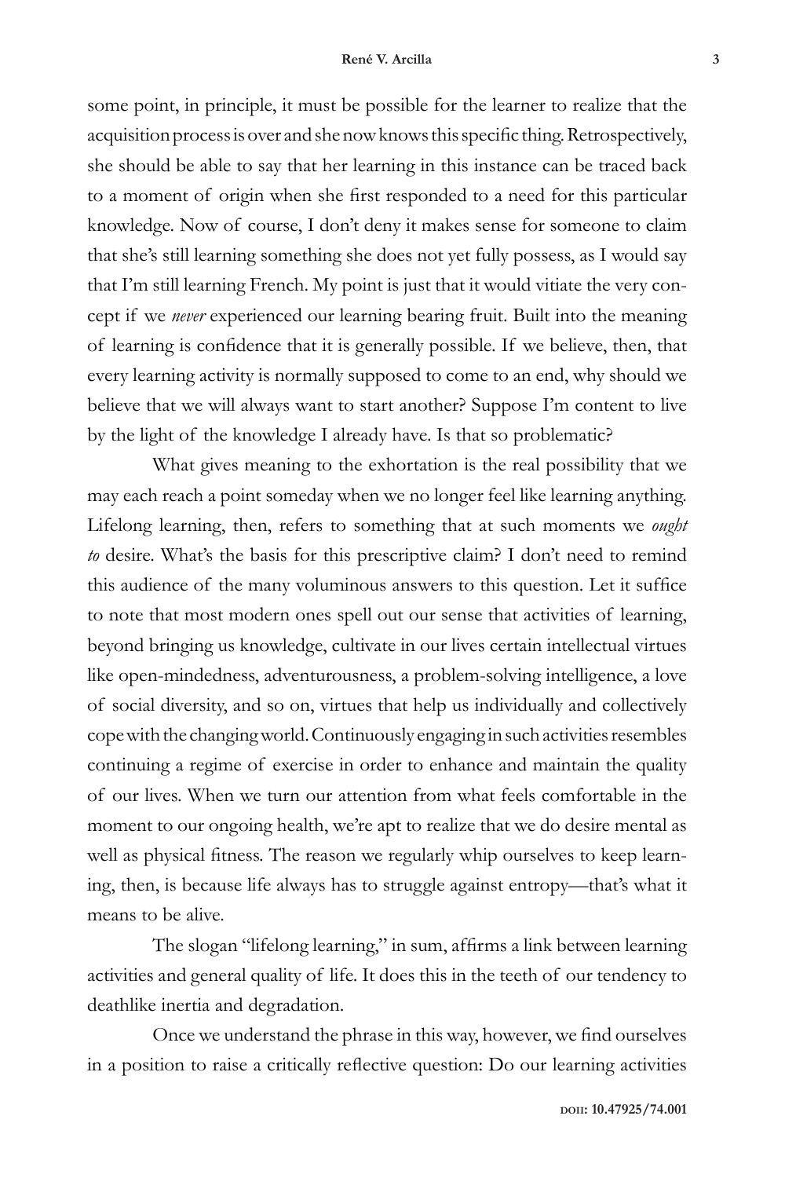some point, in principle, it must be possible for the learner to realize that the acquisition process is over and she now knows this specific thing. Retrospectively, she should be able to say that her learning in this instance can be traced back to a moment of origin when she first responded to a need for this particular knowledge. Now of course, I don't deny it makes sense for someone to claim that she's still learning something she does not yet fully possess, as I would say that I'm still learning French. My point is just that it would vitiate the very concept if we *never* experienced our learning bearing fruit. Built into the meaning of learning is confidence that it is generally possible. If we believe, then, that every learning activity is normally supposed to come to an end, why should we believe that we will always want to start another? Suppose I'm content to live by the light of the knowledge I already have. Is that so problematic?

What gives meaning to the exhortation is the real possibility that we may each reach a point someday when we no longer feel like learning anything. Lifelong learning, then, refers to something that at such moments we *ought to* desire. What's the basis for this prescriptive claim? I don't need to remind this audience of the many voluminous answers to this question. Let it suffice to note that most modern ones spell out our sense that activities of learning, beyond bringing us knowledge, cultivate in our lives certain intellectual virtues like open-mindedness, adventurousness, a problem-solving intelligence, a love of social diversity, and so on, virtues that help us individually and collectively cope with the changing world. Continuously engaging in such activities resembles continuing a regime of exercise in order to enhance and maintain the quality of our lives. When we turn our attention from what feels comfortable in the moment to our ongoing health, we're apt to realize that we do desire mental as well as physical fitness. The reason we regularly whip ourselves to keep learning, then, is because life always has to struggle against entropy—that's what it means to be alive.

The slogan "lifelong learning," in sum, affirms a link between learning activities and general quality of life. It does this in the teeth of our tendency to deathlike inertia and degradation.

Once we understand the phrase in this way, however, we find ourselves in a position to raise a critically reflective question: Do our learning activities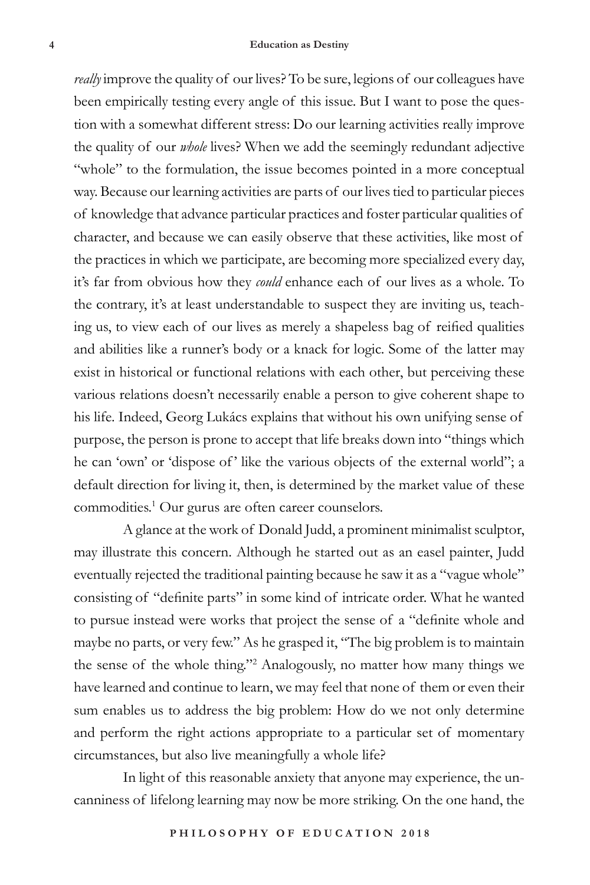*really* improve the quality of our lives? To be sure, legions of our colleagues have been empirically testing every angle of this issue. But I want to pose the question with a somewhat different stress: Do our learning activities really improve the quality of our *whole* lives? When we add the seemingly redundant adjective "whole" to the formulation, the issue becomes pointed in a more conceptual way. Because our learning activities are parts of our lives tied to particular pieces of knowledge that advance particular practices and foster particular qualities of character, and because we can easily observe that these activities, like most of the practices in which we participate, are becoming more specialized every day, it's far from obvious how they *could* enhance each of our lives as a whole. To the contrary, it's at least understandable to suspect they are inviting us, teaching us, to view each of our lives as merely a shapeless bag of reified qualities and abilities like a runner's body or a knack for logic. Some of the latter may exist in historical or functional relations with each other, but perceiving these various relations doesn't necessarily enable a person to give coherent shape to his life. Indeed, Georg Lukács explains that without his own unifying sense of purpose, the person is prone to accept that life breaks down into "things which he can 'own' or 'dispose of' like the various objects of the external world"; a default direction for living it, then, is determined by the market value of these commodities.[1] Our gurus are often career counselors.

A glance at the work of Donald Judd, a prominent minimalist sculptor, may illustrate this concern. Although he started out as an easel painter, Judd eventually rejected the traditional painting because he saw it as a "vague whole" consisting of "definite parts" in some kind of intricate order. What he wanted to pursue instead were works that project the sense of a "definite whole and maybe no parts, or very few." As he grasped it, "The big problem is to maintain the sense of the whole thing."[2] Analogously, no matter how many things we have learned and continue to learn, we may feel that none of them or even their sum enables us to address the big problem: How do we not only determine and perform the right actions appropriate to a particular set of momentary circumstances, but also live meaningfully a whole life?

In light of this reasonable anxiety that anyone may experience, the uncanniness of lifelong learning may now be more striking. On the one hand, the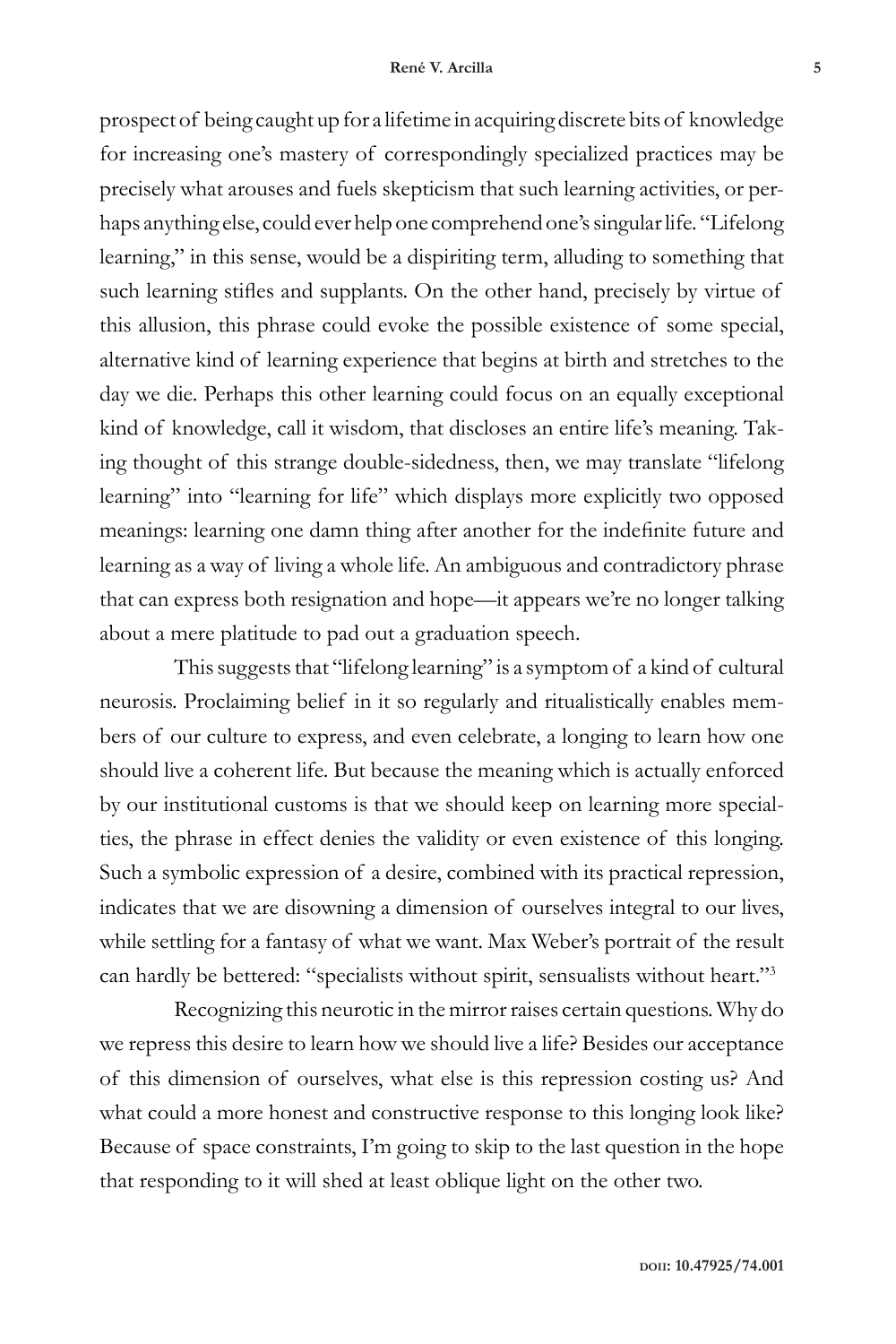prospect of being caught up for a lifetime in acquiring discrete bits of knowledge for increasing one's mastery of correspondingly specialized practices may be precisely what arouses and fuels skepticism that such learning activities, or perhaps anything else, could ever help one comprehend one's singular life. "Lifelong learning," in this sense, would be a dispiriting term, alluding to something that such learning stifles and supplants. On the other hand, precisely by virtue of this allusion, this phrase could evoke the possible existence of some special, alternative kind of learning experience that begins at birth and stretches to the day we die. Perhaps this other learning could focus on an equally exceptional kind of knowledge, call it wisdom, that discloses an entire life's meaning. Taking thought of this strange double-sidedness, then, we may translate "lifelong learning" into "learning for life" which displays more explicitly two opposed meanings: learning one damn thing after another for the indefinite future and learning as a way of living a whole life. An ambiguous and contradictory phrase that can express both resignation and hope—it appears we're no longer talking about a mere platitude to pad out a graduation speech.

This suggests that "lifelong learning" is a symptom of a kind of cultural neurosis. Proclaiming belief in it so regularly and ritualistically enables members of our culture to express, and even celebrate, a longing to learn how one should live a coherent life. But because the meaning which is actually enforced by our institutional customs is that we should keep on learning more specialties, the phrase in effect denies the validity or even existence of this longing. Such a symbolic expression of a desire, combined with its practical repression, indicates that we are disowning a dimension of ourselves integral to our lives, while settling for a fantasy of what we want. Max Weber's portrait of the result can hardly be bettered: "specialists without spirit, sensualists without heart."[3]

Recognizing this neurotic in the mirror raises certain questions. Why do we repress this desire to learn how we should live a life? Besides our acceptance of this dimension of ourselves, what else is this repression costing us? And what could a more honest and constructive response to this longing look like? Because of space constraints, I'm going to skip to the last question in the hope that responding to it will shed at least oblique light on the other two.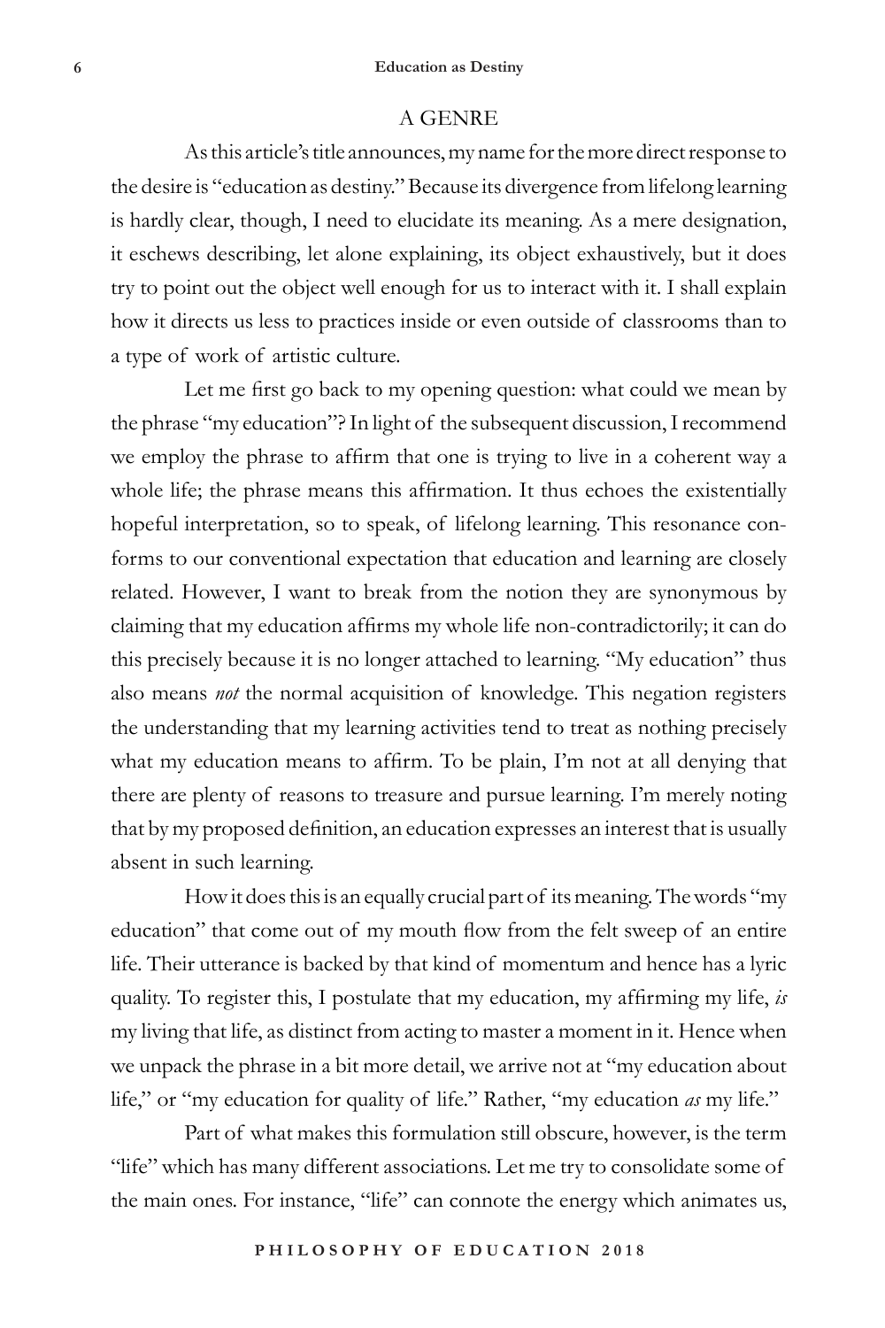## A GENRE

As this article's title announces, my name for the more direct response to the desire is "education as destiny." Because its divergence from lifelong learning is hardly clear, though, I need to elucidate its meaning. As a mere designation, it eschews describing, let alone explaining, its object exhaustively, but it does try to point out the object well enough for us to interact with it. I shall explain how it directs us less to practices inside or even outside of classrooms than to a type of work of artistic culture.

Let me first go back to my opening question: what could we mean by the phrase "my education"? In light of the subsequent discussion, I recommend we employ the phrase to affirm that one is trying to live in a coherent way a whole life; the phrase means this affirmation. It thus echoes the existentially hopeful interpretation, so to speak, of lifelong learning. This resonance conforms to our conventional expectation that education and learning are closely related. However, I want to break from the notion they are synonymous by claiming that my education affirms my whole life non-contradictorily; it can do this precisely because it is no longer attached to learning. "My education" thus also means *not* the normal acquisition of knowledge. This negation registers the understanding that my learning activities tend to treat as nothing precisely what my education means to affirm. To be plain, I'm not at all denying that there are plenty of reasons to treasure and pursue learning. I'm merely noting that by my proposed definition, an education expresses an interest that is usually absent in such learning.

How it does this is an equally crucial part of its meaning. The words "my education" that come out of my mouth flow from the felt sweep of an entire life. Their utterance is backed by that kind of momentum and hence has a lyric quality. To register this, I postulate that my education, my affirming my life, *is* my living that life, as distinct from acting to master a moment in it. Hence when we unpack the phrase in a bit more detail, we arrive not at "my education about life," or "my education for quality of life." Rather, "my education *as* my life."

Part of what makes this formulation still obscure, however, is the term "life" which has many different associations. Let me try to consolidate some of the main ones. For instance, "life" can connote the energy which animates us,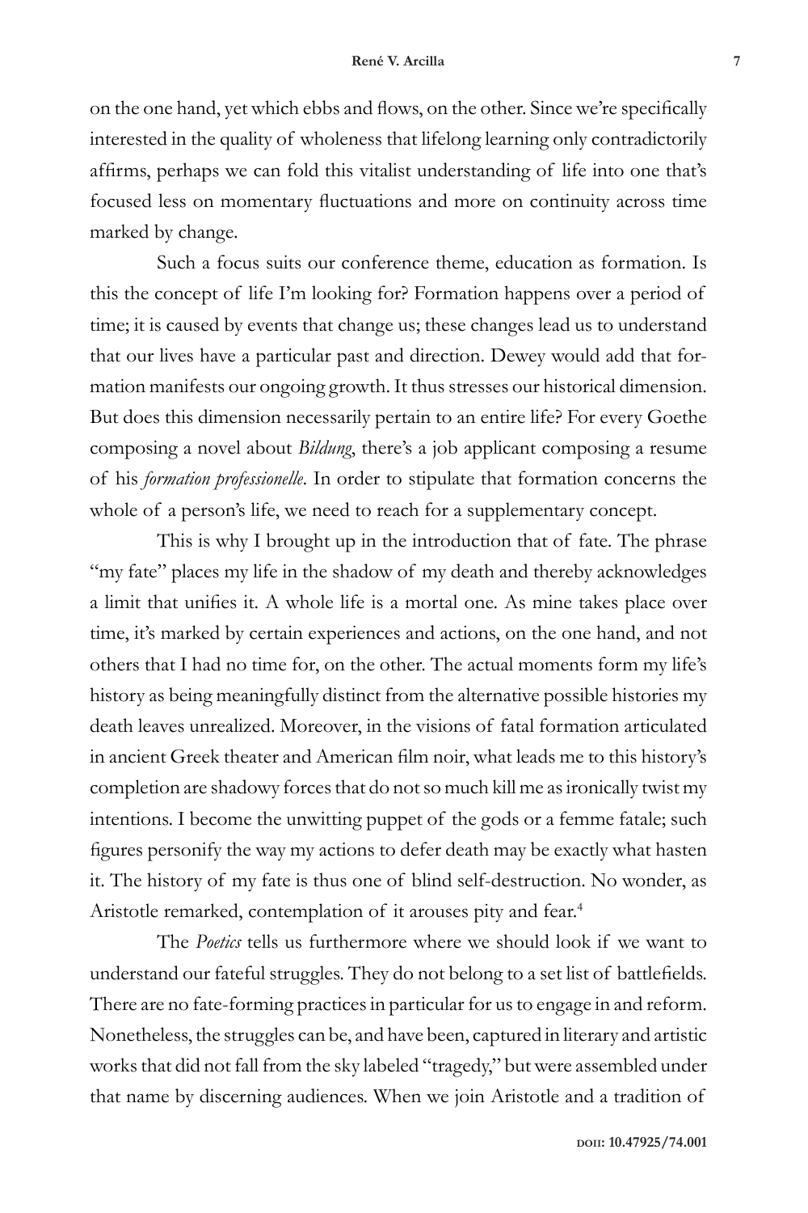on the one hand, yet which ebbs and flows, on the other. Since we're specifically interested in the quality of wholeness that lifelong learning only contradictorily affirms, perhaps we can fold this vitalist understanding of life into one that's focused less on momentary fluctuations and more on continuity across time marked by change.

Such a focus suits our conference theme, education as formation. Is this the concept of life I'm looking for? Formation happens over a period of time; it is caused by events that change us; these changes lead us to understand that our lives have a particular past and direction. Dewey would add that formation manifests our ongoing growth. It thus stresses our historical dimension. But does this dimension necessarily pertain to an entire life? For every Goethe composing a novel about *Bildung*, there's a job applicant composing a resume of his *formation professionelle*. In order to stipulate that formation concerns the whole of a person's life, we need to reach for a supplementary concept.

This is why I brought up in the introduction that of fate. The phrase "my fate" places my life in the shadow of my death and thereby acknowledges a limit that unifies it. A whole life is a mortal one. As mine takes place over time, it's marked by certain experiences and actions, on the one hand, and not others that I had no time for, on the other. The actual moments form my life's history as being meaningfully distinct from the alternative possible histories my death leaves unrealized. Moreover, in the visions of fatal formation articulated in ancient Greek theater and American film noir, what leads me to this history's completion are shadowy forces that do not so much kill me as ironically twist my intentions. I become the unwitting puppet of the gods or a femme fatale; such figures personify the way my actions to defer death may be exactly what hasten it. The history of my fate is thus one of blind self-destruction. No wonder, as Aristotle remarked, contemplation of it arouses pity and fear.[4]

The *Poetics* tells us furthermore where we should look if we want to understand our fateful struggles. They do not belong to a set list of battlefields. There are no fate-forming practices in particular for us to engage in and reform. Nonetheless, the struggles can be, and have been, captured in literary and artistic works that did not fall from the sky labeled "tragedy," but were assembled under that name by discerning audiences. When we join Aristotle and a tradition of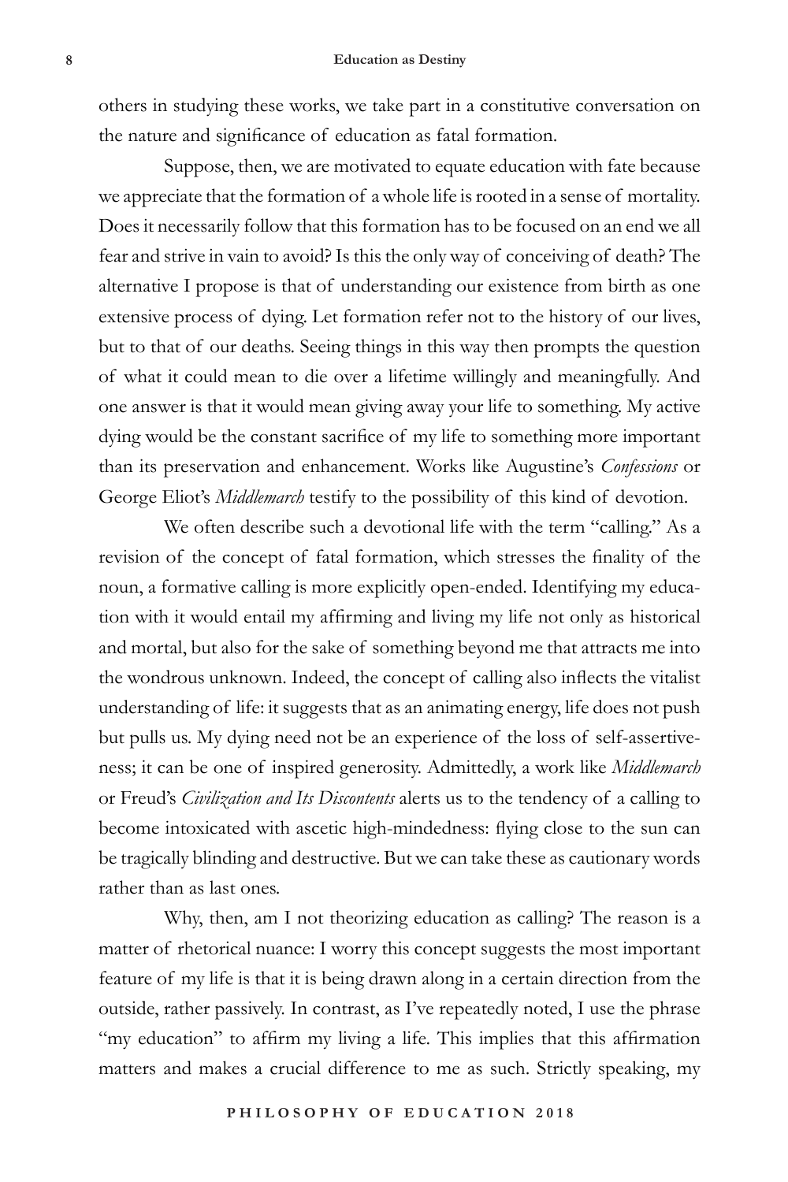others in studying these works, we take part in a constitutive conversation on the nature and significance of education as fatal formation.

Suppose, then, we are motivated to equate education with fate because we appreciate that the formation of a whole life is rooted in a sense of mortality. Does it necessarily follow that this formation has to be focused on an end we all fear and strive in vain to avoid? Is this the only way of conceiving of death? The alternative I propose is that of understanding our existence from birth as one extensive process of dying. Let formation refer not to the history of our lives, but to that of our deaths. Seeing things in this way then prompts the question of what it could mean to die over a lifetime willingly and meaningfully. And one answer is that it would mean giving away your life to something. My active dying would be the constant sacrifice of my life to something more important than its preservation and enhancement. Works like Augustine's *Confessions* or George Eliot's *Middlemarch* testify to the possibility of this kind of devotion.

We often describe such a devotional life with the term "calling." As a revision of the concept of fatal formation, which stresses the finality of the noun, a formative calling is more explicitly open-ended. Identifying my education with it would entail my affirming and living my life not only as historical and mortal, but also for the sake of something beyond me that attracts me into the wondrous unknown. Indeed, the concept of calling also inflects the vitalist understanding of life: it suggests that as an animating energy, life does not push but pulls us. My dying need not be an experience of the loss of self-assertiveness; it can be one of inspired generosity. Admittedly, a work like *Middlemarch* or Freud's *Civilization and Its Discontents* alerts us to the tendency of a calling to become intoxicated with ascetic high-mindedness: flying close to the sun can be tragically blinding and destructive. But we can take these as cautionary words rather than as last ones.

Why, then, am I not theorizing education as calling? The reason is a matter of rhetorical nuance: I worry this concept suggests the most important feature of my life is that it is being drawn along in a certain direction from the outside, rather passively. In contrast, as I've repeatedly noted, I use the phrase "my education" to affirm my living a life. This implies that this affirmation matters and makes a crucial difference to me as such. Strictly speaking, my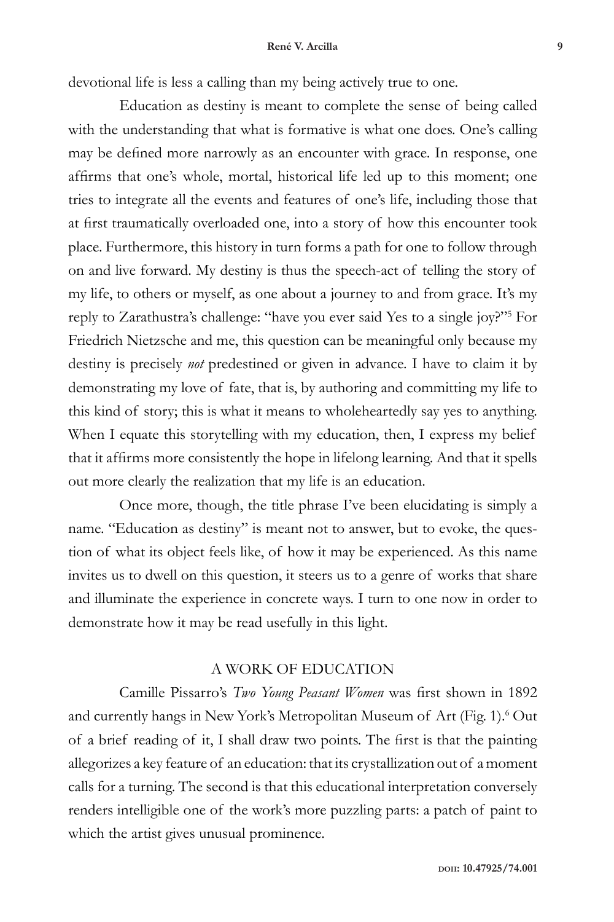devotional life is less a calling than my being actively true to one.

Education as destiny is meant to complete the sense of being called with the understanding that what is formative is what one does. One's calling may be defined more narrowly as an encounter with grace. In response, one affirms that one's whole, mortal, historical life led up to this moment; one tries to integrate all the events and features of one's life, including those that at first traumatically overloaded one, into a story of how this encounter took place. Furthermore, this history in turn forms a path for one to follow through on and live forward. My destiny is thus the speech-act of telling the story of my life, to others or myself, as one about a journey to and from grace. It's my reply to Zarathustra's challenge: "have you ever said Yes to a single joy?"[5] For Friedrich Nietzsche and me, this question can be meaningful only because my destiny is precisely *not* predestined or given in advance. I have to claim it by demonstrating my love of fate, that is, by authoring and committing my life to this kind of story; this is what it means to wholeheartedly say yes to anything. When I equate this storytelling with my education, then, I express my belief that it affirms more consistently the hope in lifelong learning. And that it spells out more clearly the realization that my life is an education.

Once more, though, the title phrase I've been elucidating is simply a name. "Education as destiny" is meant not to answer, but to evoke, the question of what its object feels like, of how it may be experienced. As this name invites us to dwell on this question, it steers us to a genre of works that share and illuminate the experience in concrete ways. I turn to one now in order to demonstrate how it may be read usefully in this light.

## A WORK OF EDUCATION

Camille Pissarro's *Two Young Peasant Women* was first shown in 1892 and currently hangs in New York's Metropolitan Museum of Art (Fig. 1).[6] Out of a brief reading of it, I shall draw two points. The first is that the painting allegorizes a key feature of an education: that its crystallization out of a moment calls for a turning. The second is that this educational interpretation conversely renders intelligible one of the work's more puzzling parts: a patch of paint to which the artist gives unusual prominence.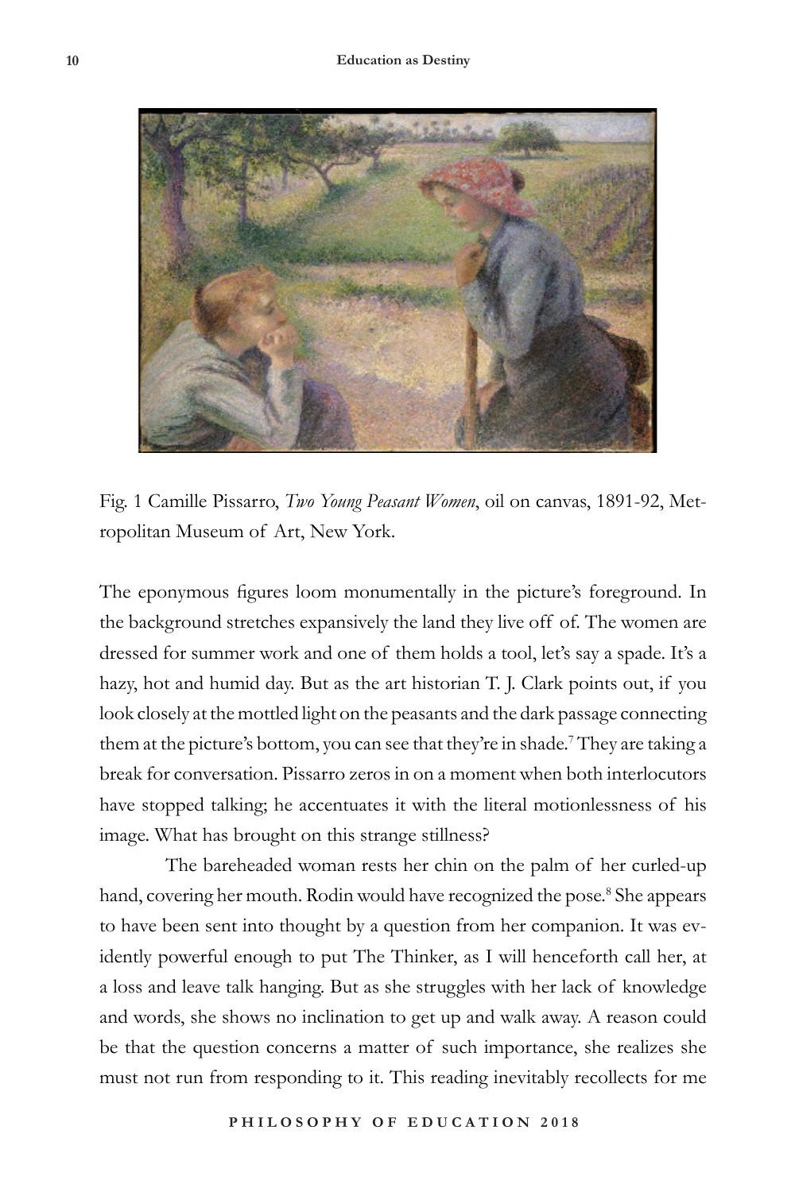Fig. 1 Camille Pissarro, *Two Young Peasant Women*, oil on canvas, 1891-92, Metropolitan Museum of Art, New York.

The eponymous figures loom monumentally in the picture's foreground. In the background stretches expansively the land they live off of. The women are dressed for summer work and one of them holds a tool, let's say a spade. It's a hazy, hot and humid day. But as the art historian T. J. Clark points out, if you look closely at the mottled light on the peasants and the dark passage connecting them at the picture's bottom, you can see that they're in shade.[7] They are taking a break for conversation. Pissarro zeros in on a moment when both interlocutors have stopped talking; he accentuates it with the literal motionlessness of his image. What has brought on this strange stillness?

The bareheaded woman rests her chin on the palm of her curled-up hand, covering her mouth. Rodin would have recognized the pose.[8] She appears to have been sent into thought by a question from her companion. It was evidently powerful enough to put The Thinker, as I will henceforth call her, at a loss and leave talk hanging. But as she struggles with her lack of knowledge and words, she shows no inclination to get up and walk away. A reason could be that the question concerns a matter of such importance, she realizes she must not run from responding to it. This reading inevitably recollects for me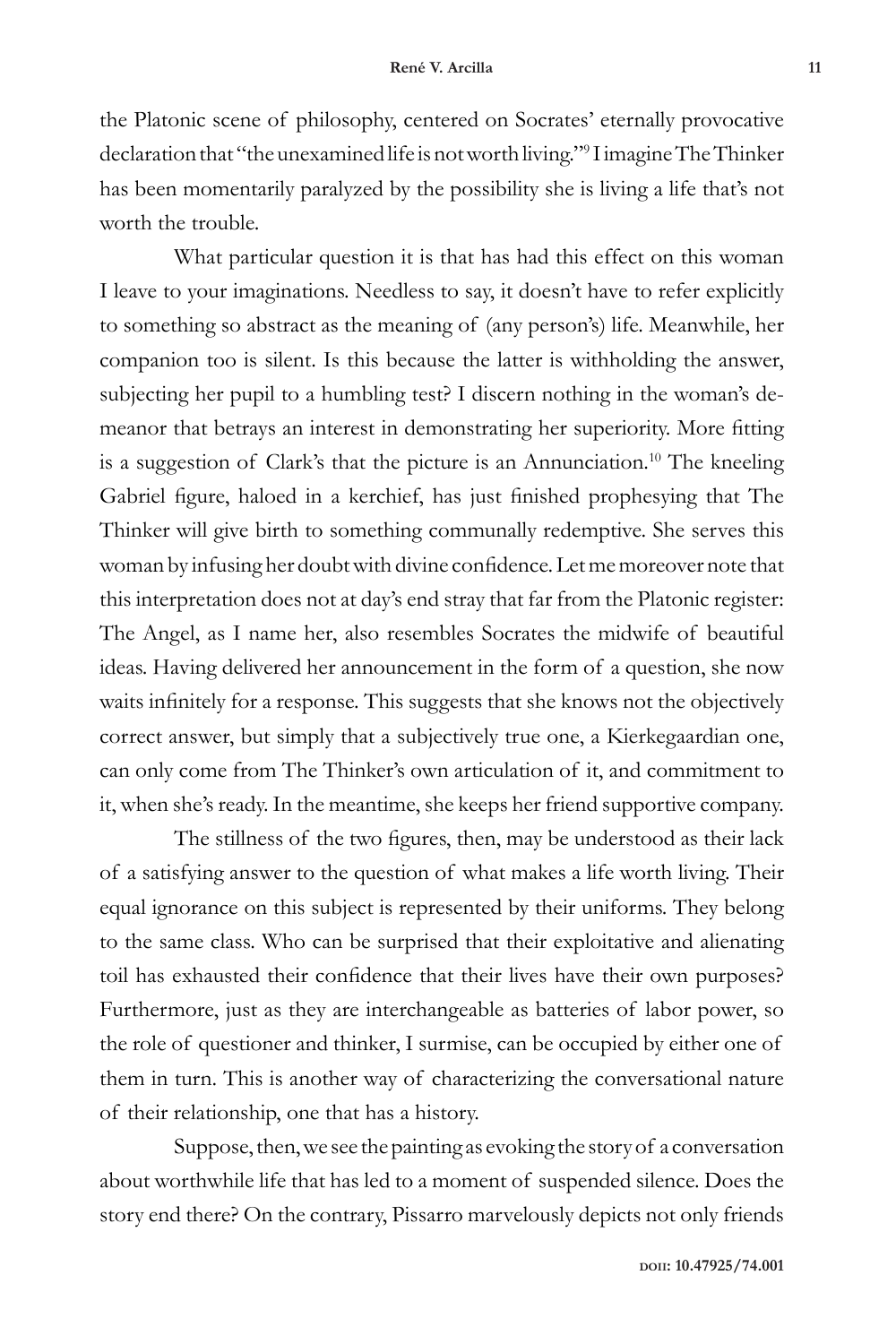the Platonic scene of philosophy, centered on Socrates' eternally provocative declaration that "the unexamined life is not worth living."[9] I imagine The Thinker has been momentarily paralyzed by the possibility she is living a life that's not worth the trouble.

What particular question it is that has had this effect on this woman I leave to your imaginations. Needless to say, it doesn't have to refer explicitly to something so abstract as the meaning of (any person's) life. Meanwhile, her companion too is silent. Is this because the latter is withholding the answer, subjecting her pupil to a humbling test? I discern nothing in the woman's demeanor that betrays an interest in demonstrating her superiority. More fitting is a suggestion of Clark's that the picture is an Annunciation.[10] The kneeling Gabriel figure, haloed in a kerchief, has just finished prophesying that The Thinker will give birth to something communally redemptive. She serves this woman by infusing her doubt with divine confidence. Let me moreover note that this interpretation does not at day's end stray that far from the Platonic register: The Angel, as I name her, also resembles Socrates the midwife of beautiful ideas. Having delivered her announcement in the form of a question, she now waits infinitely for a response. This suggests that she knows not the objectively correct answer, but simply that a subjectively true one, a Kierkegaardian one, can only come from The Thinker's own articulation of it, and commitment to it, when she's ready. In the meantime, she keeps her friend supportive company.

The stillness of the two figures, then, may be understood as their lack of a satisfying answer to the question of what makes a life worth living. Their equal ignorance on this subject is represented by their uniforms. They belong to the same class. Who can be surprised that their exploitative and alienating toil has exhausted their confidence that their lives have their own purposes? Furthermore, just as they are interchangeable as batteries of labor power, so the role of questioner and thinker, I surmise, can be occupied by either one of them in turn. This is another way of characterizing the conversational nature of their relationship, one that has a history.

Suppose, then, we see the painting as evoking the story of a conversation about worthwhile life that has led to a moment of suspended silence. Does the story end there? On the contrary, Pissarro marvelously depicts not only friends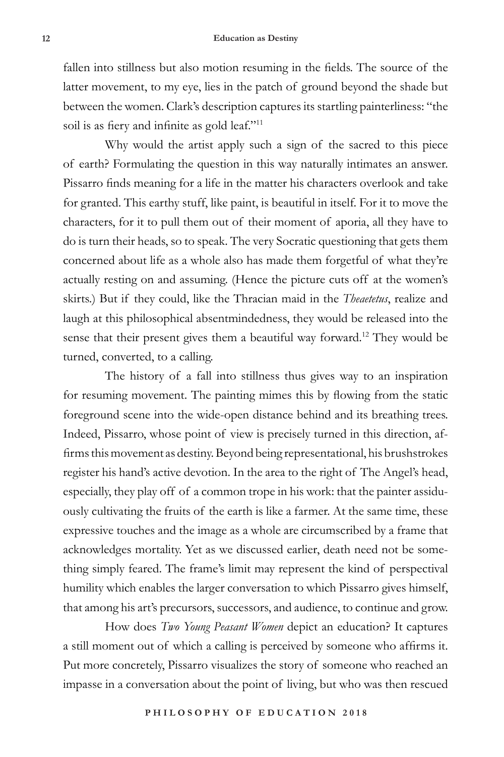fallen into stillness but also motion resuming in the fields. The source of the latter movement, to my eye, lies in the patch of ground beyond the shade but between the women. Clark's description captures its startling painterliness: "the soil is as fiery and infinite as gold leaf."[11]

Why would the artist apply such a sign of the sacred to this piece of earth? Formulating the question in this way naturally intimates an answer. Pissarro finds meaning for a life in the matter his characters overlook and take for granted. This earthy stuff, like paint, is beautiful in itself. For it to move the characters, for it to pull them out of their moment of aporia, all they have to do is turn their heads, so to speak. The very Socratic questioning that gets them concerned about life as a whole also has made them forgetful of what they're actually resting on and assuming. (Hence the picture cuts off at the women's skirts.) But if they could, like the Thracian maid in the *Theaetetus*, realize and laugh at this philosophical absentmindedness, they would be released into the sense that their present gives them a beautiful way forward.[12] They would be turned, converted, to a calling.

The history of a fall into stillness thus gives way to an inspiration for resuming movement. The painting mimes this by flowing from the static foreground scene into the wide-open distance behind and its breathing trees. Indeed, Pissarro, whose point of view is precisely turned in this direction, affirms this movement as destiny. Beyond being representational, his brushstrokes register his hand's active devotion. In the area to the right of The Angel's head, especially, they play off of a common trope in his work: that the painter assiduously cultivating the fruits of the earth is like a farmer. At the same time, these expressive touches and the image as a whole are circumscribed by a frame that acknowledges mortality. Yet as we discussed earlier, death need not be something simply feared. The frame's limit may represent the kind of perspectival humility which enables the larger conversation to which Pissarro gives himself, that among his art's precursors, successors, and audience, to continue and grow.

How does *Two Young Peasant Women* depict an education? It captures a still moment out of which a calling is perceived by someone who affirms it. Put more concretely, Pissarro visualizes the story of someone who reached an impasse in a conversation about the point of living, but who was then rescued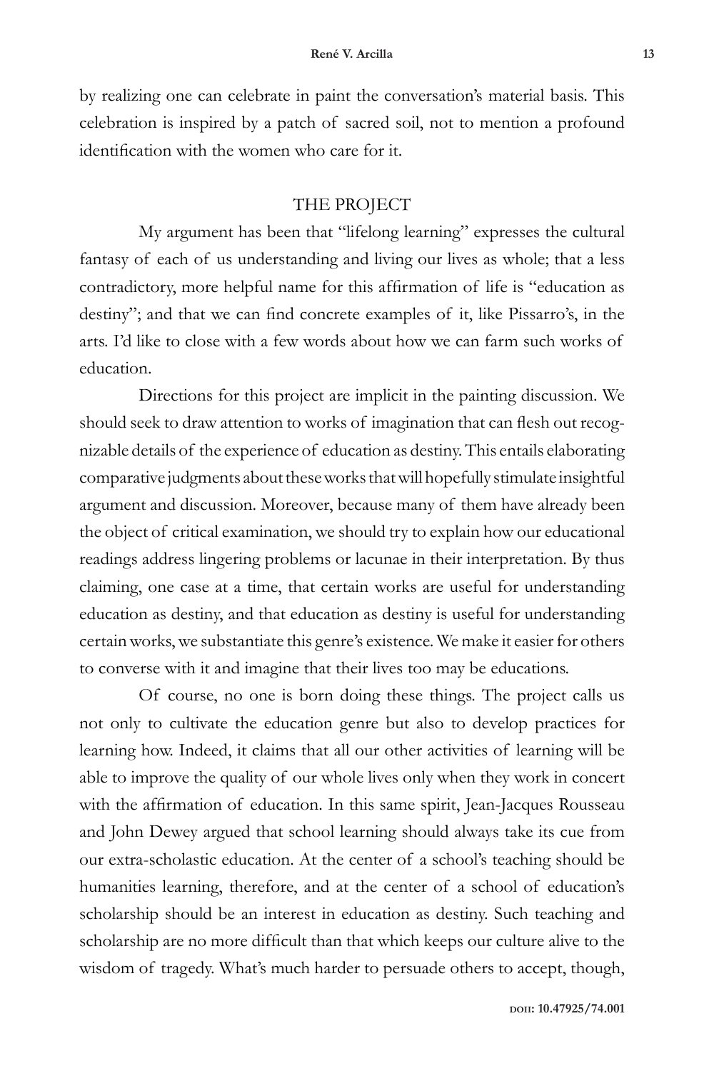by realizing one can celebrate in paint the conversation's material basis. This celebration is inspired by a patch of sacred soil, not to mention a profound identification with the women who care for it.

## THE PROJECT

My argument has been that "lifelong learning" expresses the cultural fantasy of each of us understanding and living our lives as whole; that a less contradictory, more helpful name for this affirmation of life is "education as destiny"; and that we can find concrete examples of it, like Pissarro's, in the arts. I'd like to close with a few words about how we can farm such works of education.

Directions for this project are implicit in the painting discussion. We should seek to draw attention to works of imagination that can flesh out recognizable details of the experience of education as destiny. This entails elaborating comparative judgments about these works that will hopefully stimulate insightful argument and discussion. Moreover, because many of them have already been the object of critical examination, we should try to explain how our educational readings address lingering problems or lacunae in their interpretation. By thus claiming, one case at a time, that certain works are useful for understanding education as destiny, and that education as destiny is useful for understanding certain works, we substantiate this genre's existence. We make it easier for others to converse with it and imagine that their lives too may be educations.

Of course, no one is born doing these things. The project calls us not only to cultivate the education genre but also to develop practices for learning how. Indeed, it claims that all our other activities of learning will be able to improve the quality of our whole lives only when they work in concert with the affirmation of education. In this same spirit, Jean-Jacques Rousseau and John Dewey argued that school learning should always take its cue from our extra-scholastic education. At the center of a school's teaching should be humanities learning, therefore, and at the center of a school of education's scholarship should be an interest in education as destiny. Such teaching and scholarship are no more difficult than that which keeps our culture alive to the wisdom of tragedy. What's much harder to persuade others to accept, though,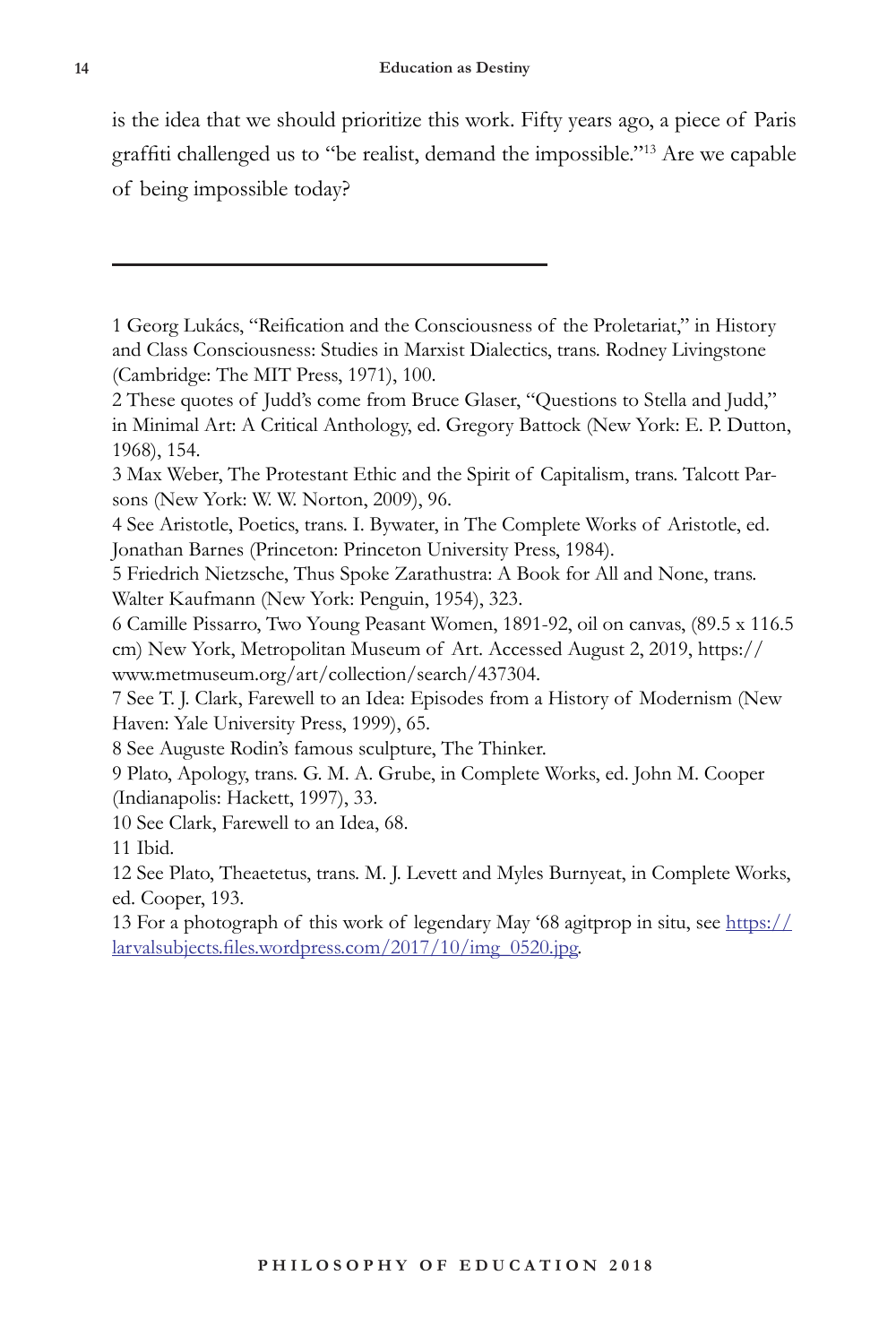is the idea that we should prioritize this work. Fifty years ago, a piece of Paris graffiti challenged us to "be realist, demand the impossible."[13] Are we capable of being impossible today?

---

1 Georg Lukács, "Reification and the Consciousness of the Proletariat," in History and Class Consciousness: Studies in Marxist Dialectics, trans. Rodney Livingstone (Cambridge: The MIT Press, 1971), 100.

2 These quotes of Judd's come from Bruce Glaser, "Questions to Stella and Judd," in Minimal Art: A Critical Anthology, ed. Gregory Battock (New York: E. P. Dutton, 1968), 154.

3 Max Weber, The Protestant Ethic and the Spirit of Capitalism, trans. Talcott Parsons (New York: W. W. Norton, 2009), 96.

4 See Aristotle, Poetics, trans. I. Bywater, in The Complete Works of Aristotle, ed. Jonathan Barnes (Princeton: Princeton University Press, 1984).

5 Friedrich Nietzsche, Thus Spoke Zarathustra: A Book for All and None, trans. Walter Kaufmann (New York: Penguin, 1954), 323.

6 Camille Pissarro, Two Young Peasant Women, 1891-92, oil on canvas, (89.5 x 116.5 cm) New York, Metropolitan Museum of Art. Accessed August 2, 2019, https://www.metmuseum.org/art/collection/search/437304.

7 See T. J. Clark, Farewell to an Idea: Episodes from a History of Modernism (New Haven: Yale University Press, 1999), 65.

8 See Auguste Rodin's famous sculpture, The Thinker.

9 Plato, Apology, trans. G. M. A. Grube, in Complete Works, ed. John M. Cooper (Indianapolis: Hackett, 1997), 33.

10 See Clark, Farewell to an Idea, 68.

11 Ibid.

12 See Plato, Theaetetus, trans. M. J. Levett and Myles Burnyeat, in Complete Works, ed. Cooper, 193.

13 For a photograph of this work of legendary May '68 agitprop in situ, see https://larvalsubjects.files.wordpress.com/2017/10/img_0520.jpg.